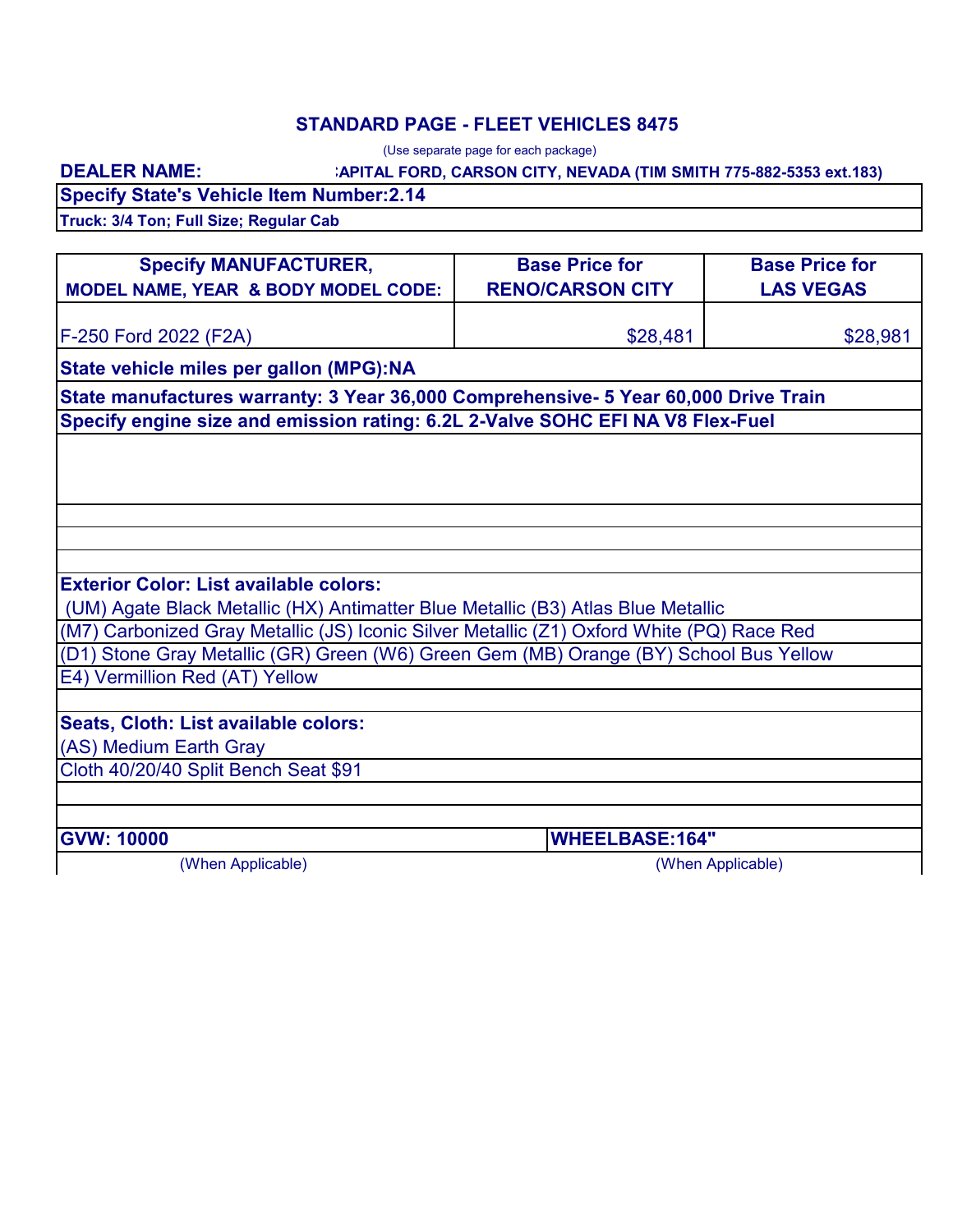## STANDARD PAGE - FLEET VEHICLES 8475

(Use separate page for each package)

**DEALER NAME:** :APITAL FORD, CARSON CITY, NEVADA (TIM SMITH 775-882-5353 ext.183)

**Specify State's Vehicle Item Number:2.14**

**Truck: 3/4 Ton; Full Size; Regular Cab**

| Specify MANUFACTURER, MODEL NAME, YEAR & BODY MODEL CODE: | Base Price for RENO/CARSON CITY | Base Price for LAS VEGAS |
|---|---|---|
| F-250 Ford 2022 (F2A) | $28,481 | $28,981 |

**State vehicle miles per gallon (MPG):NA**

**State manufactures warranty: 3 Year 36,000 Comprehensive- 5 Year 60,000 Drive Train**

**Specify engine size and emission rating: 6.2L 2-Valve SOHC EFI NA V8 Flex-Fuel**

**Exterior Color: List available colors:**

(UM) Agate Black Metallic (HX) Antimatter Blue Metallic (B3) Atlas Blue Metallic

(M7) Carbonized Gray Metallic (JS) Iconic Silver Metallic (Z1) Oxford White (PQ) Race Red

(D1) Stone Gray Metallic (GR) Green (W6) Green Gem (MB) Orange (BY) School Bus Yellow

E4) Vermillion Red (AT) Yellow

**Seats, Cloth: List available colors:**

(AS) Medium Earth Gray

Cloth 40/20/40 Split Bench Seat $91

| GVW: 10000 | WHEELBASE:164" |
|---|---|
| (When Applicable) | (When Applicable) |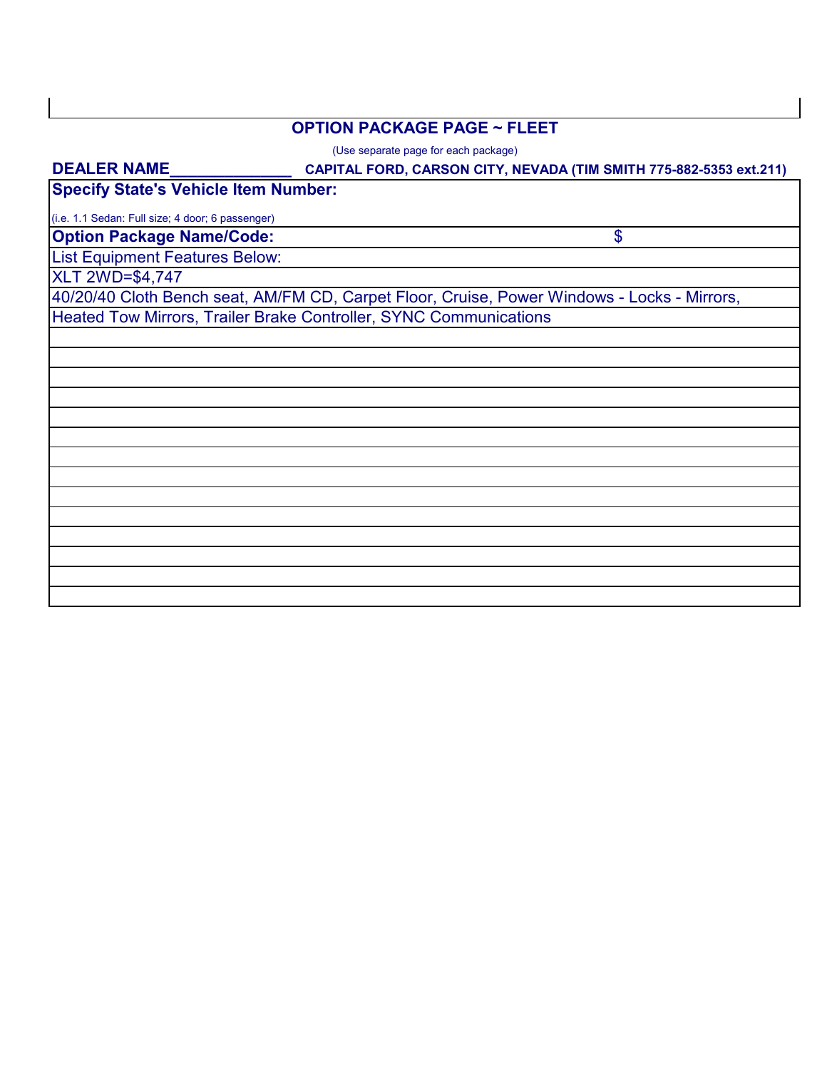## OPTION PACKAGE PAGE ~ FLEET

(Use separate page for each package)

**DEALER NAME_____________** **CAPITAL FORD, CARSON CITY, NEVADA (TIM SMITH 775-882-5353 ext.211)**

**Specify State's Vehicle Item Number:**

(i.e. 1.1 Sedan: Full size; 4 door; 6 passenger)

**Option Package Name/Code:** $

List Equipment Features Below:

XLT 2WD=$4,747

40/20/40 Cloth Bench seat, AM/FM CD, Carpet Floor, Cruise, Power Windows - Locks - Mirrors, Heated Tow Mirrors, Trailer Brake Controller, SYNC Communications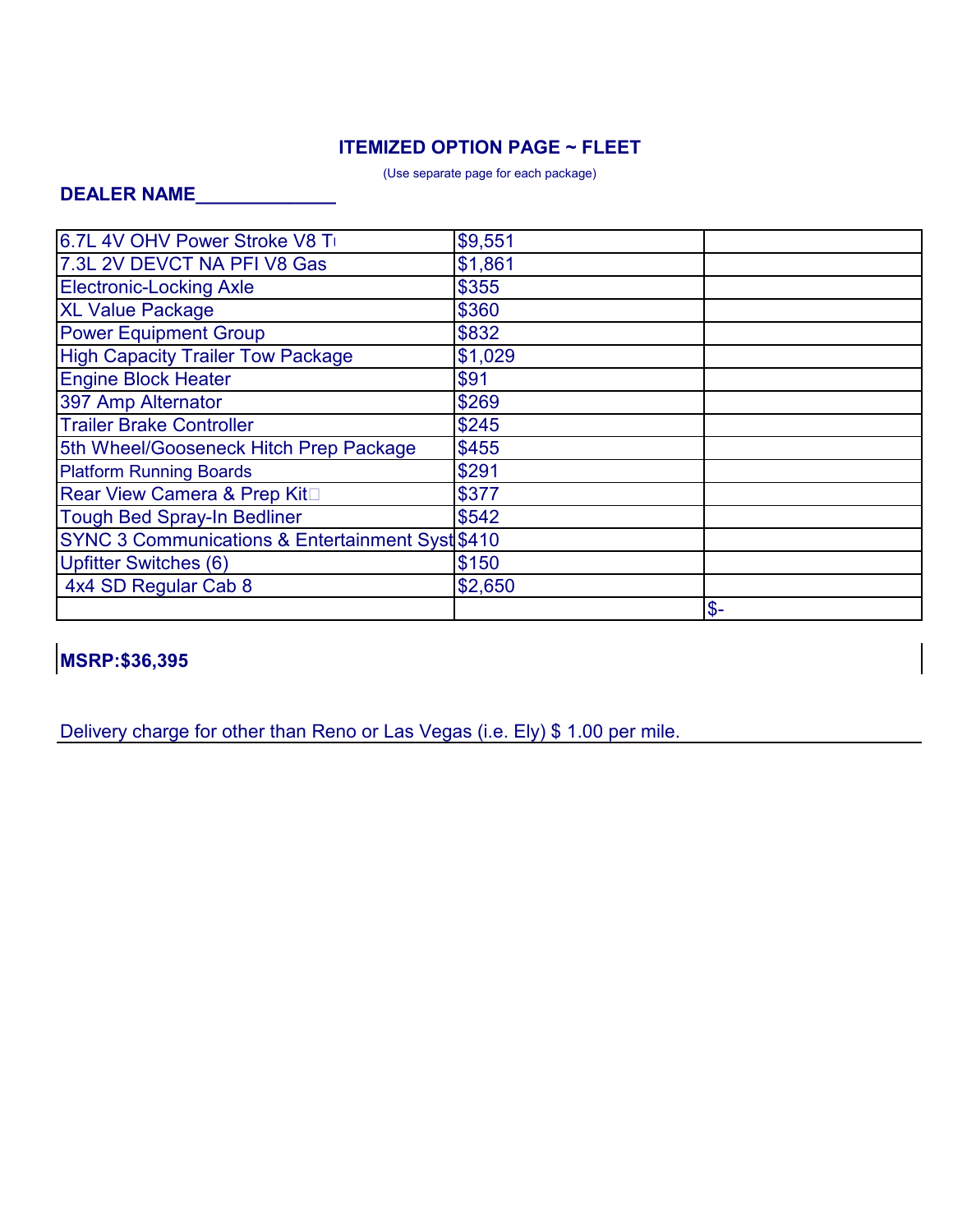## ITEMIZED OPTION PAGE ~ FLEET

(Use separate page for each package)

**DEALER NAME_____________**

| | | |
|---|---|---|
| 6.7L 4V OHV Power Stroke V8 Tı | $9,551 | |
| 7.3L 2V DEVCT NA PFI V8 Gas | $1,861 | |
| Electronic-Locking Axle | $355 | |
| XL Value Package | $360 | |
| Power Equipment Group | $832 | |
| High Capacity Trailer Tow Package | $1,029 | |
| Engine Block Heater | $91 | |
| 397 Amp Alternator | $269 | |
| Trailer Brake Controller | $245 | |
| 5th Wheel/Gooseneck Hitch Prep Package | $455 | |
| Platform Running Boards | $291 | |
| Rear View Camera & Prep Kit | $377 | |
| Tough Bed Spray-In Bedliner | $542 | |
| SYNC 3 Communications & Entertainment Syst | $410 | |
| Upfitter Switches (6) | $150 | |
| 4x4 SD Regular Cab 8 | $2,650 | |
| | | $- |

**MSRP:$36,395**

Delivery charge for other than Reno or Las Vegas (i.e. Ely) $ 1.00 per mile.